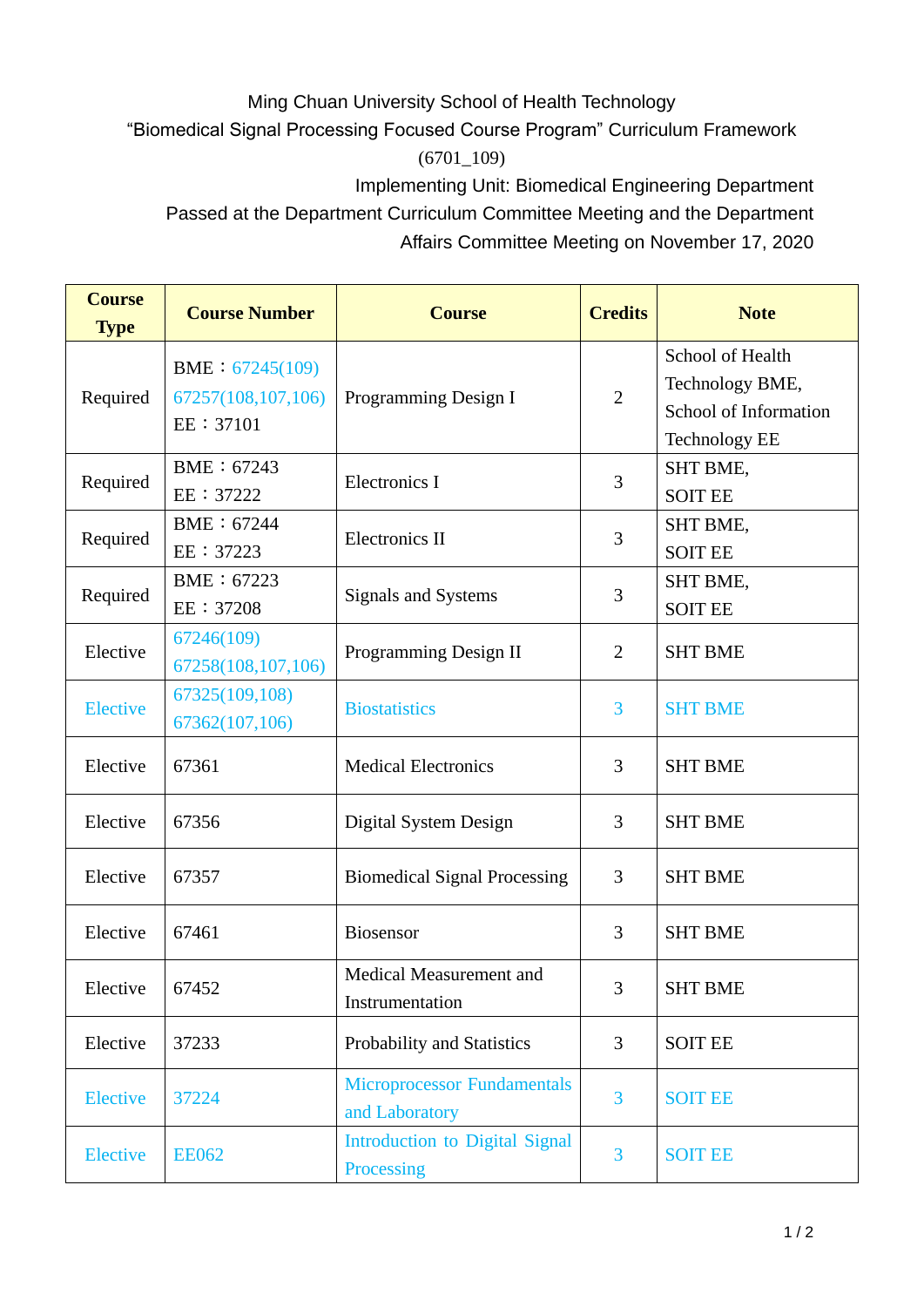Ming Chuan University School of Health Technology

"Biomedical Signal Processing Focused Course Program" Curriculum Framework

(6701_109)

Implementing Unit: Biomedical Engineering Department

Passed at the Department Curriculum Committee Meeting and the Department Affairs Committee Meeting on November 17, 2020

| Course Type | Course Number | Course | Credits | Note |
|---|---|---|---|---|
| Required | BME：67245(109) 67257(108,107,106) EE：37101 | Programming Design I | 2 | School of Health Technology BME, School of Information Technology EE |
| Required | BME：67243 EE：37222 | Electronics I | 3 | SHT BME, SOIT EE |
| Required | BME：67244 EE：37223 | Electronics II | 3 | SHT BME, SOIT EE |
| Required | BME：67223 EE：37208 | Signals and Systems | 3 | SHT BME, SOIT EE |
| Elective | 67246(109) 67258(108,107,106) | Programming Design II | 2 | SHT BME |
| Elective | 67325(109,108) 67362(107,106) | Biostatistics | 3 | SHT BME |
| Elective | 67361 | Medical Electronics | 3 | SHT BME |
| Elective | 67356 | Digital System Design | 3 | SHT BME |
| Elective | 67357 | Biomedical Signal Processing | 3 | SHT BME |
| Elective | 67461 | Biosensor | 3 | SHT BME |
| Elective | 67452 | Medical Measurement and Instrumentation | 3 | SHT BME |
| Elective | 37233 | Probability and Statistics | 3 | SOIT EE |
| Elective | 37224 | Microprocessor Fundamentals and Laboratory | 3 | SOIT EE |
| Elective | EE062 | Introduction to Digital Signal Processing | 3 | SOIT EE |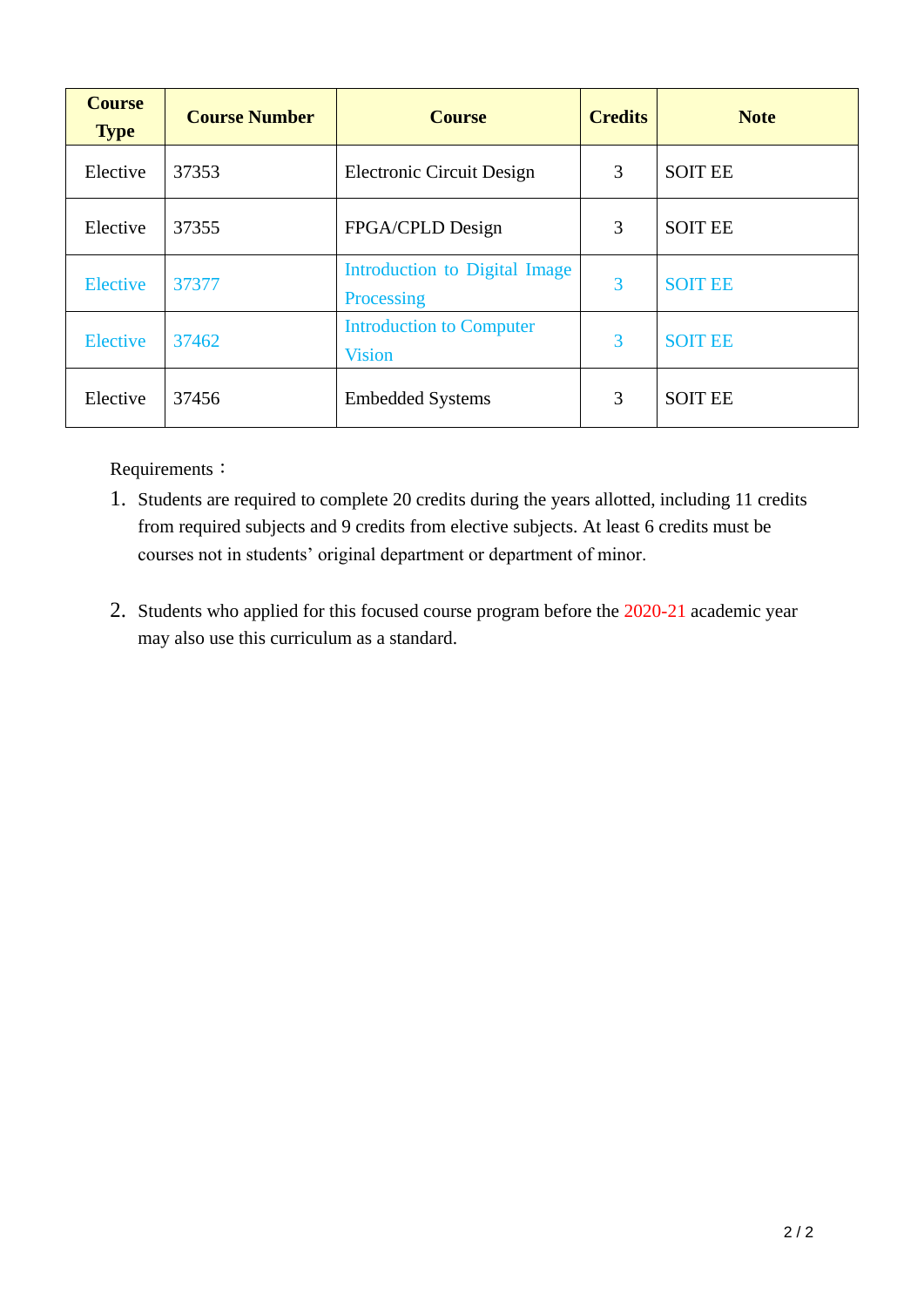| Course Type | Course Number | Course | Credits | Note |
|---|---|---|---|---|
| Elective | 37353 | Electronic Circuit Design | 3 | SOIT EE |
| Elective | 37355 | FPGA/CPLD Design | 3 | SOIT EE |
| Elective | 37377 | Introduction to Digital Image Processing | 3 | SOIT EE |
| Elective | 37462 | Introduction to Computer Vision | 3 | SOIT EE |
| Elective | 37456 | Embedded Systems | 3 | SOIT EE |

Requirements：

1. Students are required to complete 20 credits during the years allotted, including 11 credits from required subjects and 9 credits from elective subjects. At least 6 credits must be courses not in students' original department or department of minor.

2. Students who applied for this focused course program before the 2020-21 academic year may also use this curriculum as a standard.